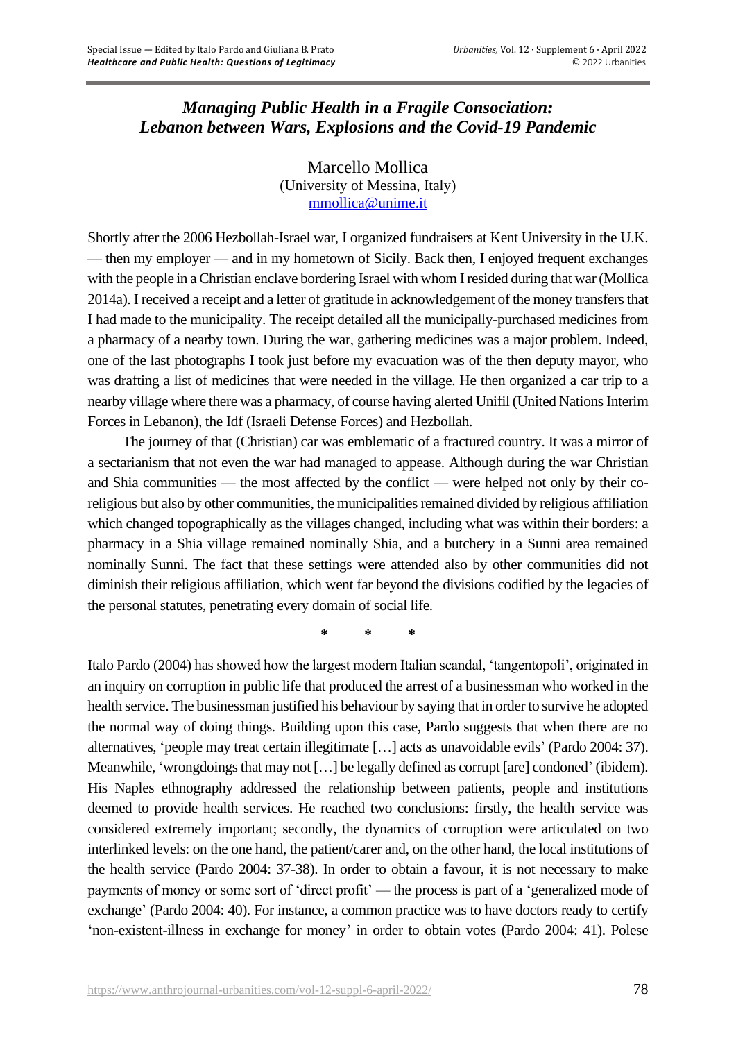# *Managing Public Health in a Fragile Consociation: Lebanon between Wars, Explosions and the Covid-19 Pandemic*

Marcello Mollica
(University of Messina, Italy)
mmollica@unime.it

Shortly after the 2006 Hezbollah-Israel war, I organized fundraisers at Kent University in the U.K. — then my employer — and in my hometown of Sicily. Back then, I enjoyed frequent exchanges with the people in a Christian enclave bordering Israel with whom I resided during that war (Mollica 2014a). I received a receipt and a letter of gratitude in acknowledgement of the money transfers that I had made to the municipality. The receipt detailed all the municipally-purchased medicines from a pharmacy of a nearby town. During the war, gathering medicines was a major problem. Indeed, one of the last photographs I took just before my evacuation was of the then deputy mayor, who was drafting a list of medicines that were needed in the village. He then organized a car trip to a nearby village where there was a pharmacy, of course having alerted Unifil (United Nations Interim Forces in Lebanon), the Idf (Israeli Defense Forces) and Hezbollah.

The journey of that (Christian) car was emblematic of a fractured country. It was a mirror of a sectarianism that not even the war had managed to appease. Although during the war Christian and Shia communities — the most affected by the conflict — were helped not only by their co-religious but also by other communities, the municipalities remained divided by religious affiliation which changed topographically as the villages changed, including what was within their borders: a pharmacy in a Shia village remained nominally Shia, and a butchery in a Sunni area remained nominally Sunni. The fact that these settings were attended also by other communities did not diminish their religious affiliation, which went far beyond the divisions codified by the legacies of the personal statutes, penetrating every domain of social life.

\*   \*   \*

Italo Pardo (2004) has showed how the largest modern Italian scandal, 'tangentopoli', originated in an inquiry on corruption in public life that produced the arrest of a businessman who worked in the health service. The businessman justified his behaviour by saying that in order to survive he adopted the normal way of doing things. Building upon this case, Pardo suggests that when there are no alternatives, 'people may treat certain illegitimate […] acts as unavoidable evils' (Pardo 2004: 37). Meanwhile, 'wrongdoings that may not […] be legally defined as corrupt [are] condoned' (ibidem). His Naples ethnography addressed the relationship between patients, people and institutions deemed to provide health services. He reached two conclusions: firstly, the health service was considered extremely important; secondly, the dynamics of corruption were articulated on two interlinked levels: on the one hand, the patient/carer and, on the other hand, the local institutions of the health service (Pardo 2004: 37-38). In order to obtain a favour, it is not necessary to make payments of money or some sort of 'direct profit' — the process is part of a 'generalized mode of exchange' (Pardo 2004: 40). For instance, a common practice was to have doctors ready to certify 'non-existent-illness in exchange for money' in order to obtain votes (Pardo 2004: 41). Polese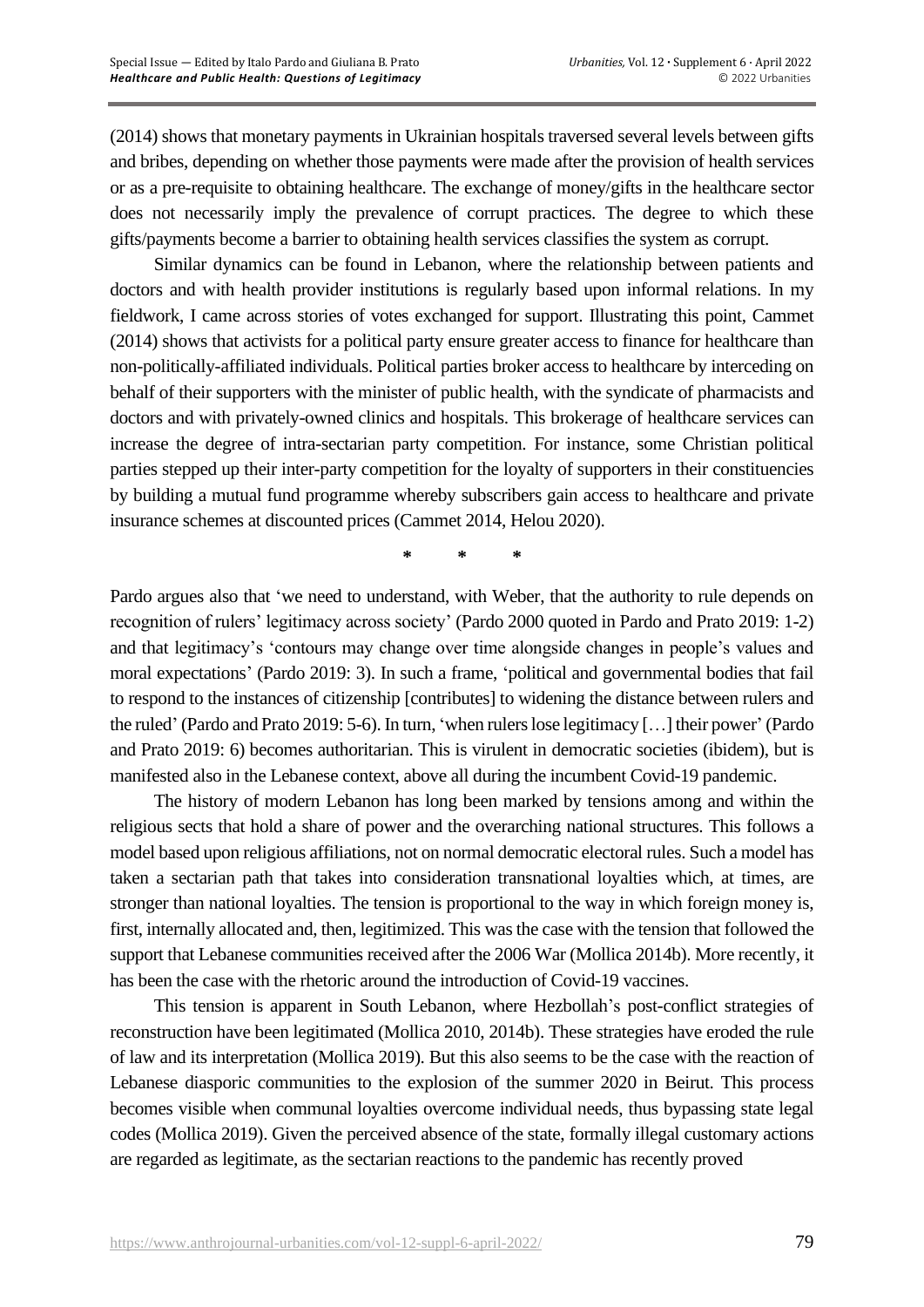(2014) shows that monetary payments in Ukrainian hospitals traversed several levels between gifts and bribes, depending on whether those payments were made after the provision of health services or as a pre-requisite to obtaining healthcare. The exchange of money/gifts in the healthcare sector does not necessarily imply the prevalence of corrupt practices. The degree to which these gifts/payments become a barrier to obtaining health services classifies the system as corrupt.

Similar dynamics can be found in Lebanon, where the relationship between patients and doctors and with health provider institutions is regularly based upon informal relations. In my fieldwork, I came across stories of votes exchanged for support. Illustrating this point, Cammet (2014) shows that activists for a political party ensure greater access to finance for healthcare than non-politically-affiliated individuals. Political parties broker access to healthcare by interceding on behalf of their supporters with the minister of public health, with the syndicate of pharmacists and doctors and with privately-owned clinics and hospitals. This brokerage of healthcare services can increase the degree of intra-sectarian party competition. For instance, some Christian political parties stepped up their inter-party competition for the loyalty of supporters in their constituencies by building a mutual fund programme whereby subscribers gain access to healthcare and private insurance schemes at discounted prices (Cammet 2014, Helou 2020).

\* \* \*

Pardo argues also that 'we need to understand, with Weber, that the authority to rule depends on recognition of rulers' legitimacy across society' (Pardo 2000 quoted in Pardo and Prato 2019: 1-2) and that legitimacy's 'contours may change over time alongside changes in people's values and moral expectations' (Pardo 2019: 3). In such a frame, 'political and governmental bodies that fail to respond to the instances of citizenship [contributes] to widening the distance between rulers and the ruled' (Pardo and Prato 2019: 5-6). In turn, 'when rulers lose legitimacy […] their power' (Pardo and Prato 2019: 6) becomes authoritarian. This is virulent in democratic societies (ibidem), but is manifested also in the Lebanese context, above all during the incumbent Covid-19 pandemic.

The history of modern Lebanon has long been marked by tensions among and within the religious sects that hold a share of power and the overarching national structures. This follows a model based upon religious affiliations, not on normal democratic electoral rules. Such a model has taken a sectarian path that takes into consideration transnational loyalties which, at times, are stronger than national loyalties. The tension is proportional to the way in which foreign money is, first, internally allocated and, then, legitimized. This was the case with the tension that followed the support that Lebanese communities received after the 2006 War (Mollica 2014b). More recently, it has been the case with the rhetoric around the introduction of Covid-19 vaccines.

This tension is apparent in South Lebanon, where Hezbollah's post-conflict strategies of reconstruction have been legitimated (Mollica 2010, 2014b). These strategies have eroded the rule of law and its interpretation (Mollica 2019). But this also seems to be the case with the reaction of Lebanese diasporic communities to the explosion of the summer 2020 in Beirut. This process becomes visible when communal loyalties overcome individual needs, thus bypassing state legal codes (Mollica 2019). Given the perceived absence of the state, formally illegal customary actions are regarded as legitimate, as the sectarian reactions to the pandemic has recently proved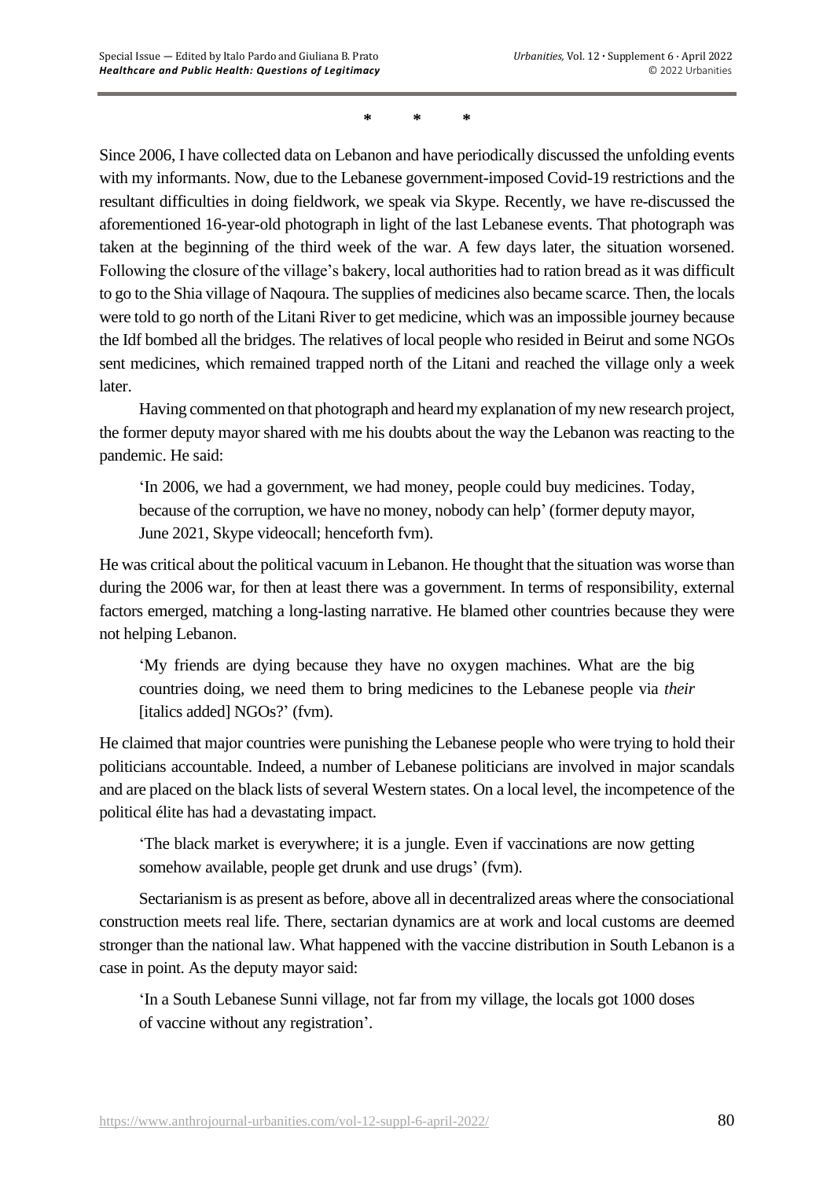\*      \*      \*

Since 2006, I have collected data on Lebanon and have periodically discussed the unfolding events with my informants. Now, due to the Lebanese government-imposed Covid-19 restrictions and the resultant difficulties in doing fieldwork, we speak via Skype. Recently, we have re-discussed the aforementioned 16-year-old photograph in light of the last Lebanese events. That photograph was taken at the beginning of the third week of the war. A few days later, the situation worsened. Following the closure of the village's bakery, local authorities had to ration bread as it was difficult to go to the Shia village of Naqoura. The supplies of medicines also became scarce. Then, the locals were told to go north of the Litani River to get medicine, which was an impossible journey because the Idf bombed all the bridges. The relatives of local people who resided in Beirut and some NGOs sent medicines, which remained trapped north of the Litani and reached the village only a week later.

Having commented on that photograph and heard my explanation of my new research project, the former deputy mayor shared with me his doubts about the way the Lebanon was reacting to the pandemic. He said:

> 'In 2006, we had a government, we had money, people could buy medicines. Today, because of the corruption, we have no money, nobody can help' (former deputy mayor, June 2021, Skype videocall; henceforth fvm).

He was critical about the political vacuum in Lebanon. He thought that the situation was worse than during the 2006 war, for then at least there was a government. In terms of responsibility, external factors emerged, matching a long-lasting narrative. He blamed other countries because they were not helping Lebanon.

> 'My friends are dying because they have no oxygen machines. What are the big countries doing, we need them to bring medicines to the Lebanese people via *their* [italics added] NGOs?' (fvm).

He claimed that major countries were punishing the Lebanese people who were trying to hold their politicians accountable. Indeed, a number of Lebanese politicians are involved in major scandals and are placed on the black lists of several Western states. On a local level, the incompetence of the political élite has had a devastating impact.

> 'The black market is everywhere; it is a jungle. Even if vaccinations are now getting somehow available, people get drunk and use drugs' (fvm).

Sectarianism is as present as before, above all in decentralized areas where the consociational construction meets real life. There, sectarian dynamics are at work and local customs are deemed stronger than the national law. What happened with the vaccine distribution in South Lebanon is a case in point. As the deputy mayor said:

> 'In a South Lebanese Sunni village, not far from my village, the locals got 1000 doses of vaccine without any registration'.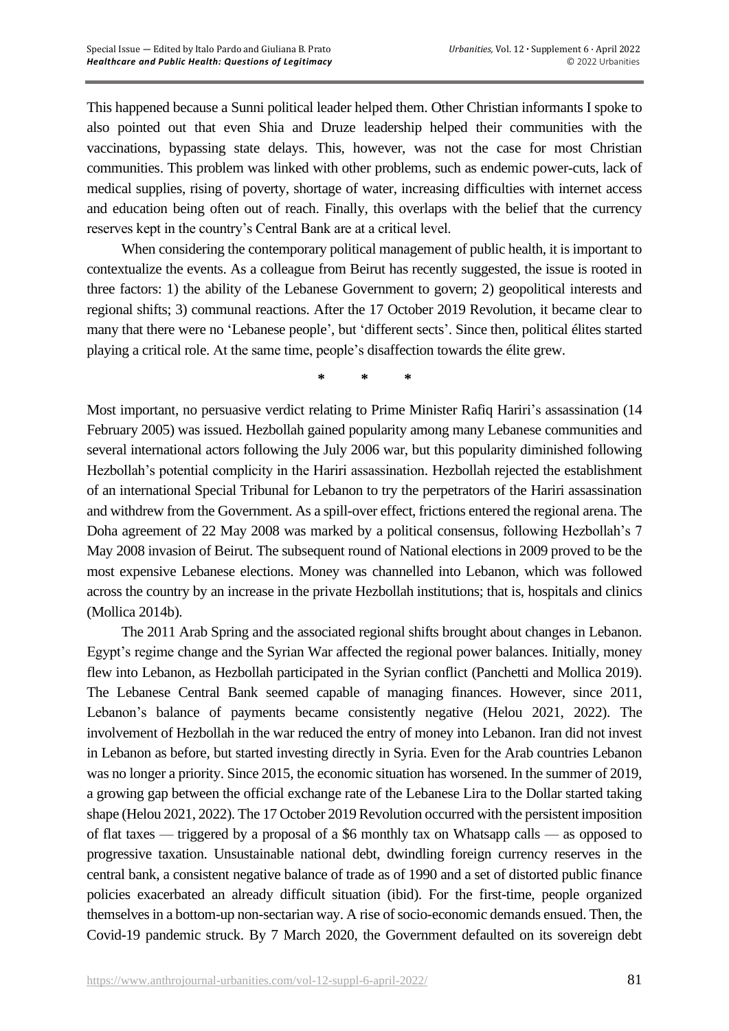This happened because a Sunni political leader helped them. Other Christian informants I spoke to also pointed out that even Shia and Druze leadership helped their communities with the vaccinations, bypassing state delays. This, however, was not the case for most Christian communities. This problem was linked with other problems, such as endemic power-cuts, lack of medical supplies, rising of poverty, shortage of water, increasing difficulties with internet access and education being often out of reach. Finally, this overlaps with the belief that the currency reserves kept in the country's Central Bank are at a critical level.

When considering the contemporary political management of public health, it is important to contextualize the events. As a colleague from Beirut has recently suggested, the issue is rooted in three factors: 1) the ability of the Lebanese Government to govern; 2) geopolitical interests and regional shifts; 3) communal reactions. After the 17 October 2019 Revolution, it became clear to many that there were no 'Lebanese people', but 'different sects'. Since then, political élites started playing a critical role. At the same time, people's disaffection towards the élite grew.

\* \* \*

Most important, no persuasive verdict relating to Prime Minister Rafiq Hariri's assassination (14 February 2005) was issued. Hezbollah gained popularity among many Lebanese communities and several international actors following the July 2006 war, but this popularity diminished following Hezbollah's potential complicity in the Hariri assassination. Hezbollah rejected the establishment of an international Special Tribunal for Lebanon to try the perpetrators of the Hariri assassination and withdrew from the Government. As a spill-over effect, frictions entered the regional arena. The Doha agreement of 22 May 2008 was marked by a political consensus, following Hezbollah's 7 May 2008 invasion of Beirut. The subsequent round of National elections in 2009 proved to be the most expensive Lebanese elections. Money was channelled into Lebanon, which was followed across the country by an increase in the private Hezbollah institutions; that is, hospitals and clinics (Mollica 2014b).

The 2011 Arab Spring and the associated regional shifts brought about changes in Lebanon. Egypt's regime change and the Syrian War affected the regional power balances. Initially, money flew into Lebanon, as Hezbollah participated in the Syrian conflict (Panchetti and Mollica 2019). The Lebanese Central Bank seemed capable of managing finances. However, since 2011, Lebanon's balance of payments became consistently negative (Helou 2021, 2022). The involvement of Hezbollah in the war reduced the entry of money into Lebanon. Iran did not invest in Lebanon as before, but started investing directly in Syria. Even for the Arab countries Lebanon was no longer a priority. Since 2015, the economic situation has worsened. In the summer of 2019, a growing gap between the official exchange rate of the Lebanese Lira to the Dollar started taking shape (Helou 2021, 2022). The 17 October 2019 Revolution occurred with the persistent imposition of flat taxes — triggered by a proposal of a $6 monthly tax on Whatsapp calls — as opposed to progressive taxation. Unsustainable national debt, dwindling foreign currency reserves in the central bank, a consistent negative balance of trade as of 1990 and a set of distorted public finance policies exacerbated an already difficult situation (ibid). For the first-time, people organized themselves in a bottom-up non-sectarian way. A rise of socio-economic demands ensued. Then, the Covid-19 pandemic struck. By 7 March 2020, the Government defaulted on its sovereign debt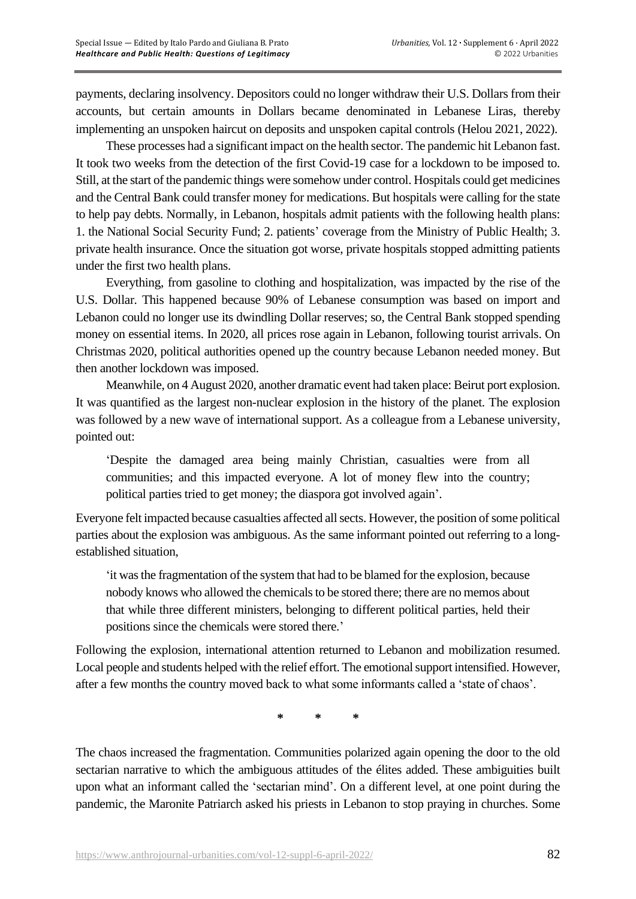payments, declaring insolvency. Depositors could no longer withdraw their U.S. Dollars from their accounts, but certain amounts in Dollars became denominated in Lebanese Liras, thereby implementing an unspoken haircut on deposits and unspoken capital controls (Helou 2021, 2022).

These processes had a significant impact on the health sector. The pandemic hit Lebanon fast. It took two weeks from the detection of the first Covid-19 case for a lockdown to be imposed to. Still, at the start of the pandemic things were somehow under control. Hospitals could get medicines and the Central Bank could transfer money for medications. But hospitals were calling for the state to help pay debts. Normally, in Lebanon, hospitals admit patients with the following health plans: 1. the National Social Security Fund; 2. patients' coverage from the Ministry of Public Health; 3. private health insurance. Once the situation got worse, private hospitals stopped admitting patients under the first two health plans.

Everything, from gasoline to clothing and hospitalization, was impacted by the rise of the U.S. Dollar. This happened because 90% of Lebanese consumption was based on import and Lebanon could no longer use its dwindling Dollar reserves; so, the Central Bank stopped spending money on essential items. In 2020, all prices rose again in Lebanon, following tourist arrivals. On Christmas 2020, political authorities opened up the country because Lebanon needed money. But then another lockdown was imposed.

Meanwhile, on 4 August 2020, another dramatic event had taken place: Beirut port explosion. It was quantified as the largest non-nuclear explosion in the history of the planet. The explosion was followed by a new wave of international support. As a colleague from a Lebanese university, pointed out:

> 'Despite the damaged area being mainly Christian, casualties were from all communities; and this impacted everyone. A lot of money flew into the country; political parties tried to get money; the diaspora got involved again'.

Everyone felt impacted because casualties affected all sects. However, the position of some political parties about the explosion was ambiguous. As the same informant pointed out referring to a long-established situation,

> 'it was the fragmentation of the system that had to be blamed for the explosion, because nobody knows who allowed the chemicals to be stored there; there are no memos about that while three different ministers, belonging to different political parties, held their positions since the chemicals were stored there.'

Following the explosion, international attention returned to Lebanon and mobilization resumed. Local people and students helped with the relief effort. The emotional support intensified. However, after a few months the country moved back to what some informants called a 'state of chaos'.

\* \* \*

The chaos increased the fragmentation. Communities polarized again opening the door to the old sectarian narrative to which the ambiguous attitudes of the élites added. These ambiguities built upon what an informant called the 'sectarian mind'. On a different level, at one point during the pandemic, the Maronite Patriarch asked his priests in Lebanon to stop praying in churches. Some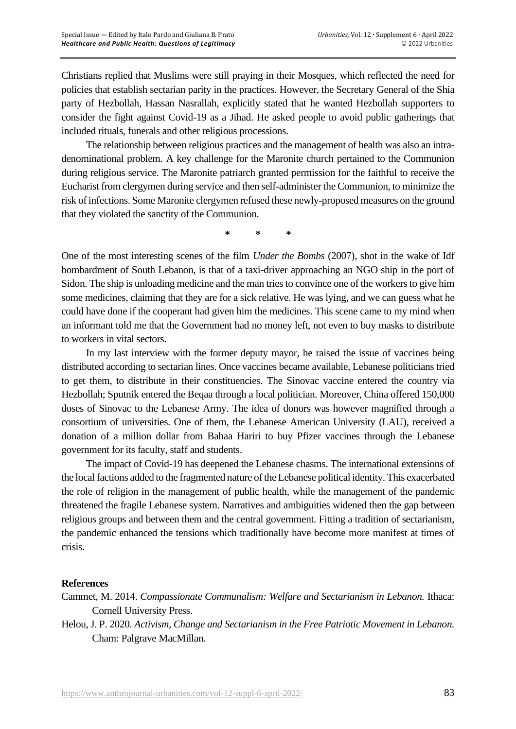Christians replied that Muslims were still praying in their Mosques, which reflected the need for policies that establish sectarian parity in the practices. However, the Secretary General of the Shia party of Hezbollah, Hassan Nasrallah, explicitly stated that he wanted Hezbollah supporters to consider the fight against Covid-19 as a Jihad. He asked people to avoid public gatherings that included rituals, funerals and other religious processions.

The relationship between religious practices and the management of health was also an intra-denominational problem. A key challenge for the Maronite church pertained to the Communion during religious service. The Maronite patriarch granted permission for the faithful to receive the Eucharist from clergymen during service and then self-administer the Communion, to minimize the risk of infections. Some Maronite clergymen refused these newly-proposed measures on the ground that they violated the sanctity of the Communion.

\* \* \*

One of the most interesting scenes of the film *Under the Bombs* (2007), shot in the wake of Idf bombardment of South Lebanon, is that of a taxi-driver approaching an NGO ship in the port of Sidon. The ship is unloading medicine and the man tries to convince one of the workers to give him some medicines, claiming that they are for a sick relative. He was lying, and we can guess what he could have done if the cooperant had given him the medicines. This scene came to my mind when an informant told me that the Government had no money left, not even to buy masks to distribute to workers in vital sectors.

In my last interview with the former deputy mayor, he raised the issue of vaccines being distributed according to sectarian lines. Once vaccines became available, Lebanese politicians tried to get them, to distribute in their constituencies. The Sinovac vaccine entered the country via Hezbollah; Sputnik entered the Beqaa through a local politician. Moreover, China offered 150,000 doses of Sinovac to the Lebanese Army. The idea of donors was however magnified through a consortium of universities. One of them, the Lebanese American University (LAU), received a donation of a million dollar from Bahaa Hariri to buy Pfizer vaccines through the Lebanese government for its faculty, staff and students.

The impact of Covid-19 has deepened the Lebanese chasms. The international extensions of the local factions added to the fragmented nature of the Lebanese political identity. This exacerbated the role of religion in the management of public health, while the management of the pandemic threatened the fragile Lebanese system. Narratives and ambiguities widened then the gap between religious groups and between them and the central government. Fitting a tradition of sectarianism, the pandemic enhanced the tensions which traditionally have become more manifest at times of crisis.

**References**

Cammet, M. 2014. *Compassionate Communalism: Welfare and Sectarianism in Lebanon.* Ithaca: Cornell University Press.

Helou, J. P. 2020. *Activism, Change and Sectarianism in the Free Patriotic Movement in Lebanon.* Cham: Palgrave MacMillan.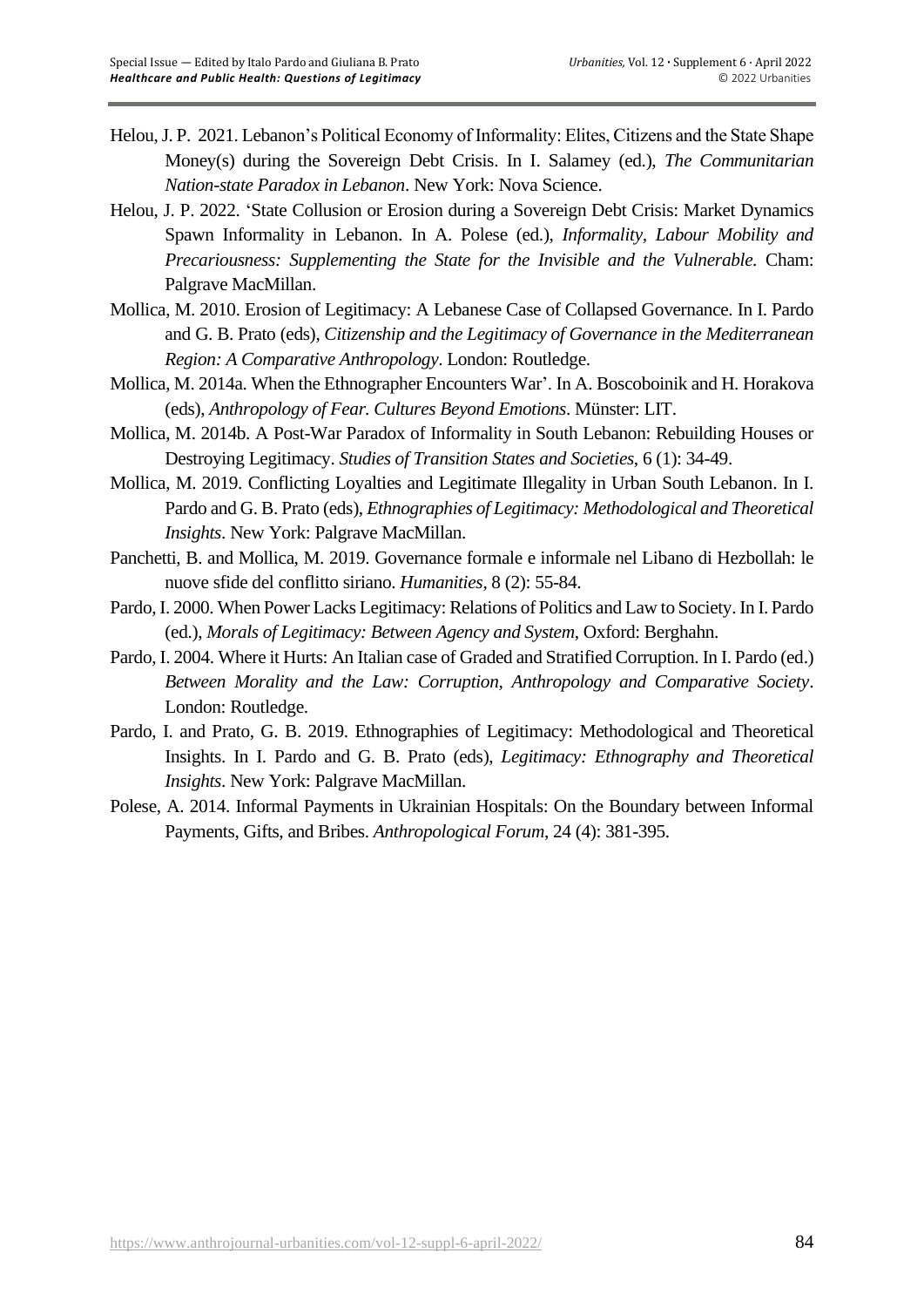Helou, J. P. 2021. Lebanon's Political Economy of Informality: Elites, Citizens and the State Shape Money(s) during the Sovereign Debt Crisis. In I. Salamey (ed.), *The Communitarian Nation-state Paradox in Lebanon*. New York: Nova Science.

Helou, J. P. 2022. 'State Collusion or Erosion during a Sovereign Debt Crisis: Market Dynamics Spawn Informality in Lebanon. In A. Polese (ed.), *Informality, Labour Mobility and Precariousness: Supplementing the State for the Invisible and the Vulnerable*. Cham: Palgrave MacMillan.

Mollica, M. 2010. Erosion of Legitimacy: A Lebanese Case of Collapsed Governance. In I. Pardo and G. B. Prato (eds), *Citizenship and the Legitimacy of Governance in the Mediterranean Region: A Comparative Anthropology*. London: Routledge.

Mollica, M. 2014a. When the Ethnographer Encounters War'. In A. Boscoboinik and H. Horakova (eds), *Anthropology of Fear. Cultures Beyond Emotions*. Münster: LIT.

Mollica, M. 2014b. A Post-War Paradox of Informality in South Lebanon: Rebuilding Houses or Destroying Legitimacy. *Studies of Transition States and Societies*, 6 (1): 34-49.

Mollica, M. 2019. Conflicting Loyalties and Legitimate Illegality in Urban South Lebanon. In I. Pardo and G. B. Prato (eds), *Ethnographies of Legitimacy: Methodological and Theoretical Insights*. New York: Palgrave MacMillan.

Panchetti, B. and Mollica, M. 2019. Governance formale e informale nel Libano di Hezbollah: le nuove sfide del conflitto siriano. *Humanities*, 8 (2): 55-84.

Pardo, I. 2000. When Power Lacks Legitimacy: Relations of Politics and Law to Society. In I. Pardo (ed.), *Morals of Legitimacy: Between Agency and System*, Oxford: Berghahn.

Pardo, I. 2004. Where it Hurts: An Italian case of Graded and Stratified Corruption. In I. Pardo (ed.) *Between Morality and the Law: Corruption, Anthropology and Comparative Society*. London: Routledge.

Pardo, I. and Prato, G. B. 2019. Ethnographies of Legitimacy: Methodological and Theoretical Insights. In I. Pardo and G. B. Prato (eds), *Legitimacy: Ethnography and Theoretical Insights*. New York: Palgrave MacMillan.

Polese, A. 2014. Informal Payments in Ukrainian Hospitals: On the Boundary between Informal Payments, Gifts, and Bribes. *Anthropological Forum*, 24 (4): 381-395.